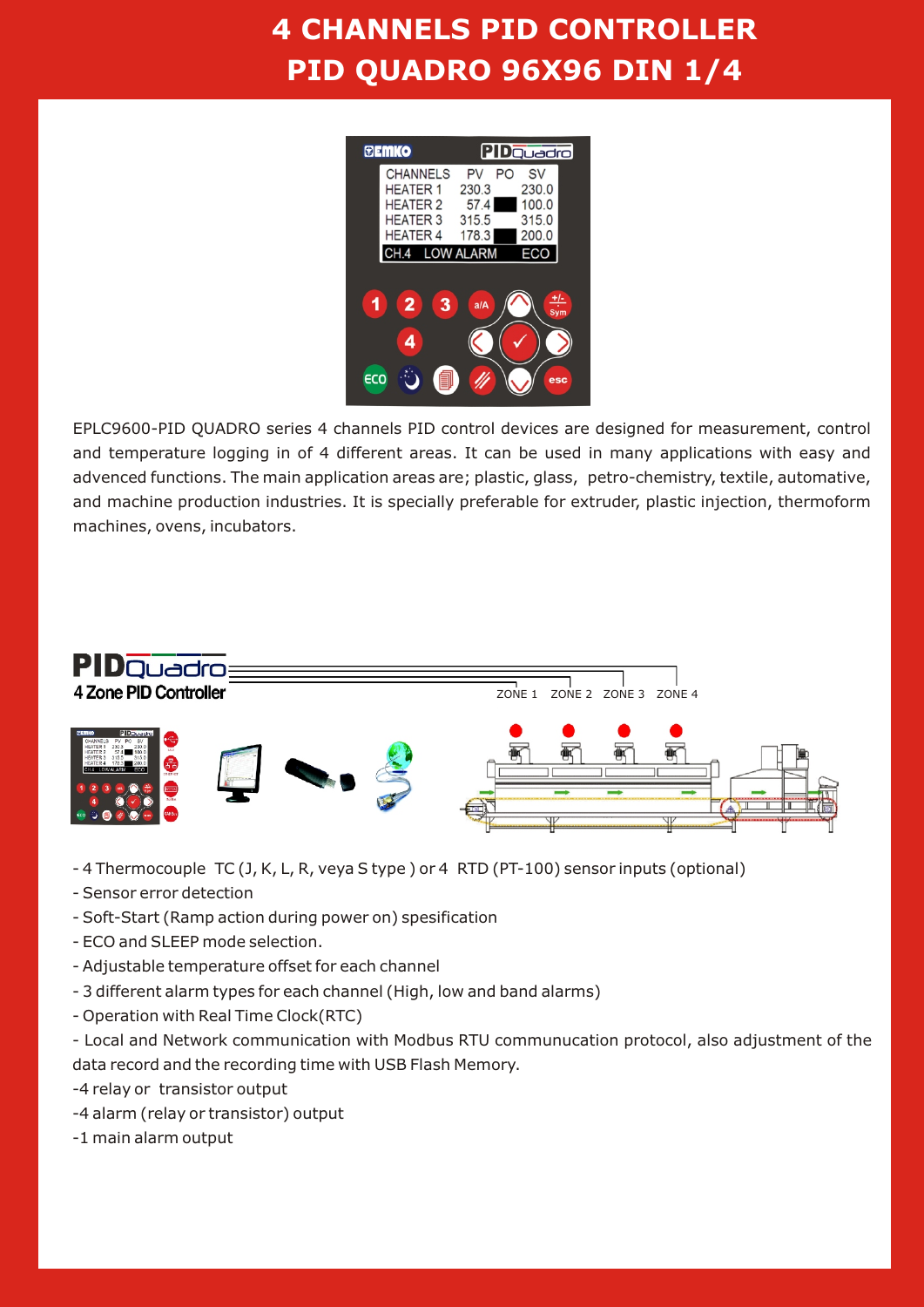# 4 CHANNELS PID CONTROLLER
# PID QUADRO 96X96 DIN 1/4

EPLC9600-PID QUADRO series 4 channels PID control devices are designed for measurement, control and temperature logging in of 4 different areas. It can be used in many applications with easy and advenced functions. The main application areas are; plastic, glass, petro-chemistry, textile, automative, and machine production industries. It is specially preferable for extruder, plastic injection, thermoform machines, ovens, incubators.

- 4 Thermocouple TC (J, K, L, R, veya S type ) or 4 RTD (PT-100) sensor inputs (optional)
- Sensor error detection
- Soft-Start (Ramp action during power on) spesification
- ECO and SLEEP mode selection.
- Adjustable temperature offset for each channel
- 3 different alarm types for each channel (High, low and band alarms)
- Operation with Real Time Clock(RTC)
- Local and Network communication with Modbus RTU communucation protocol, also adjustment of the data record and the recording time with USB Flash Memory.
- 4 relay or transistor output
- 4 alarm (relay or transistor) output
- 1 main alarm output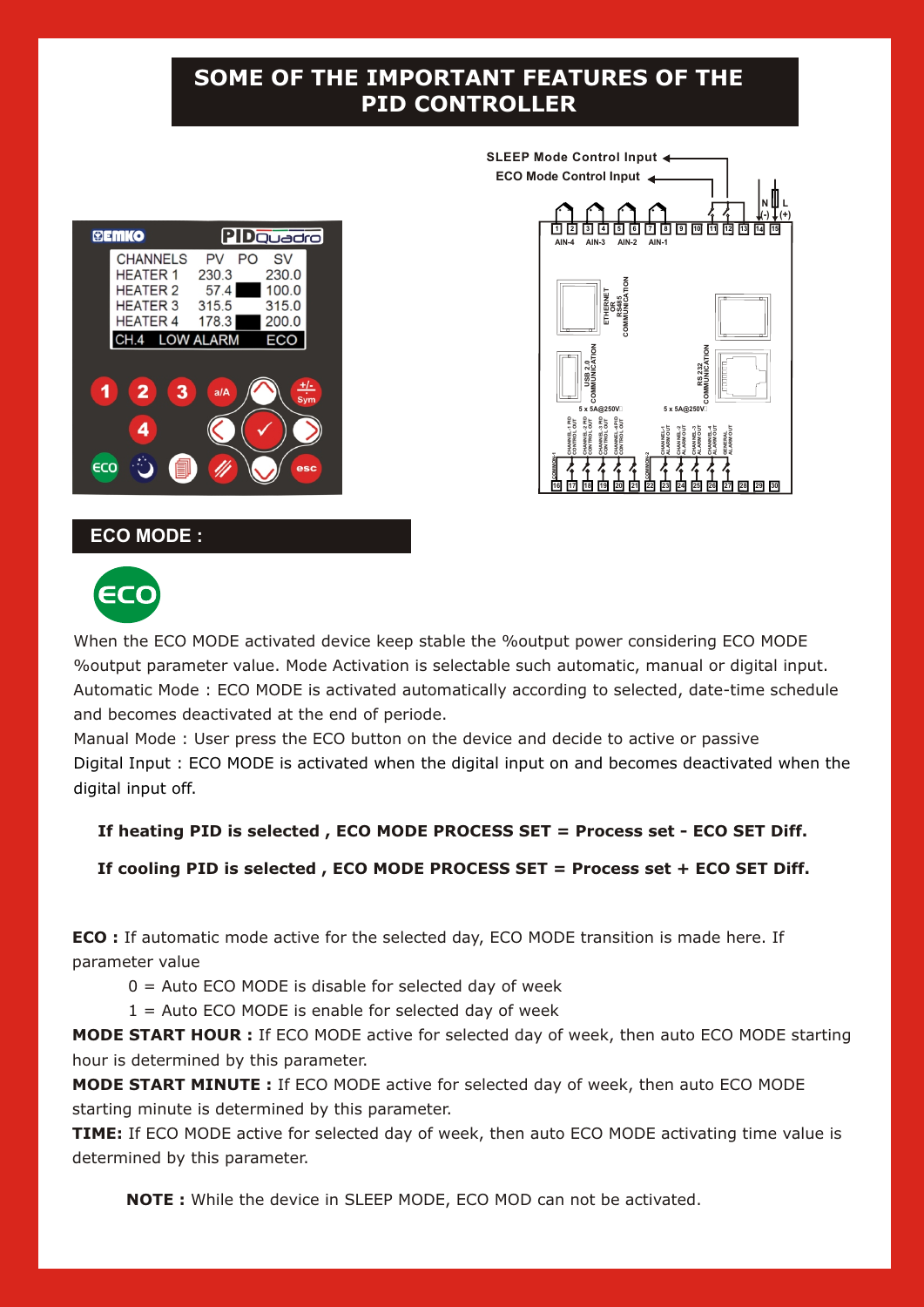# SOME OF THE IMPORTANT FEATURES OF THE PID CONTROLLER

## ECO MODE :

When the ECO MODE activated device keep stable the %output power considering ECO MODE %output parameter value. Mode Activation is selectable such automatic, manual or digital input.
Automatic Mode : ECO MODE is activated automatically according to selected, date-time schedule and becomes deactivated at the end of periode.
Manual Mode : User press the ECO button on the device and decide to active or passive
Digital Input : ECO MODE is activated when the digital input on and becomes deactivated when the digital input off.

**If heating PID is selected , ECO MODE PROCESS SET = Process set - ECO SET Diff.**

**If cooling PID is selected , ECO MODE PROCESS SET = Process set + ECO SET Diff.**

**ECO :** If automatic mode active for the selected day, ECO MODE transition is made here. If parameter value

0 = Auto ECO MODE is disable for selected day of week
1 = Auto ECO MODE is enable for selected day of week

**MODE START HOUR :** If ECO MODE active for selected day of week, then auto ECO MODE starting hour is determined by this parameter.
**MODE START MINUTE :** If ECO MODE active for selected day of week, then auto ECO MODE starting minute is determined by this parameter.
**TIME:** If ECO MODE active for selected day of week, then auto ECO MODE activating time value is determined by this parameter.

**NOTE :** While the device in SLEEP MODE, ECO MOD can not be activated.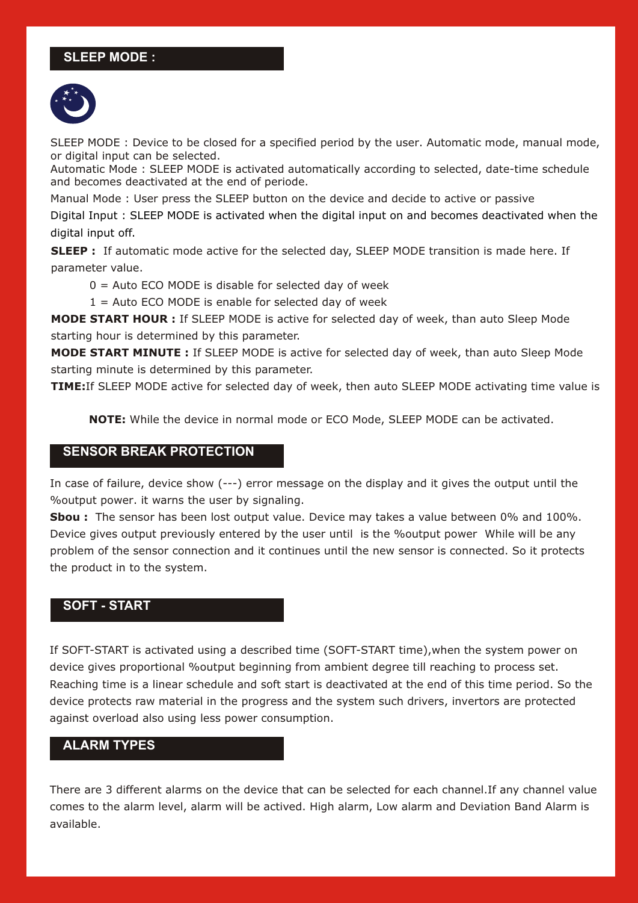## SLEEP MODE :

SLEEP MODE : Device to be closed for a specified period by the user. Automatic mode, manual mode, or digital input can be selected.
Automatic Mode : SLEEP MODE is activated automatically according to selected, date-time schedule and becomes deactivated at the end of periode.

Manual Mode : User press the SLEEP button on the device and decide to active or passive

Digital Input : SLEEP MODE is activated when the digital input on and becomes deactivated when the digital input off.

**SLEEP :** If automatic mode active for the selected day, SLEEP MODE transition is made here. If parameter value.

0 = Auto ECO MODE is disable for selected day of week

1 = Auto ECO MODE is enable for selected day of week

**MODE START HOUR :** If SLEEP MODE is active for selected day of week, than auto Sleep Mode starting hour is determined by this parameter.

**MODE START MINUTE :** If SLEEP MODE is active for selected day of week, than auto Sleep Mode starting minute is determined by this parameter.

**TIME:**If SLEEP MODE active for selected day of week, then auto SLEEP MODE activating time value is

**NOTE:** While the device in normal mode or ECO Mode, SLEEP MODE can be activated.

## SENSOR BREAK PROTECTION

In case of failure, device show (---) error message on the display and it gives the output until the %output power. it warns the user by signaling.

**Sbou :** The sensor has been lost output value. Device may takes a value between 0% and 100%. Device gives output previously entered by the user until is the %output power While will be any problem of the sensor connection and it continues until the new sensor is connected. So it protects the product in to the system.

## SOFT - START

If SOFT-START is activated using a described time (SOFT-START time),when the system power on device gives proportional %output beginning from ambient degree till reaching to process set. Reaching time is a linear schedule and soft start is deactivated at the end of this time period. So the device protects raw material in the progress and the system such drivers, invertors are protected against overload also using less power consumption.

## ALARM TYPES

There are 3 different alarms on the device that can be selected for each channel.If any channel value comes to the alarm level, alarm will be actived. High alarm, Low alarm and Deviation Band Alarm is available.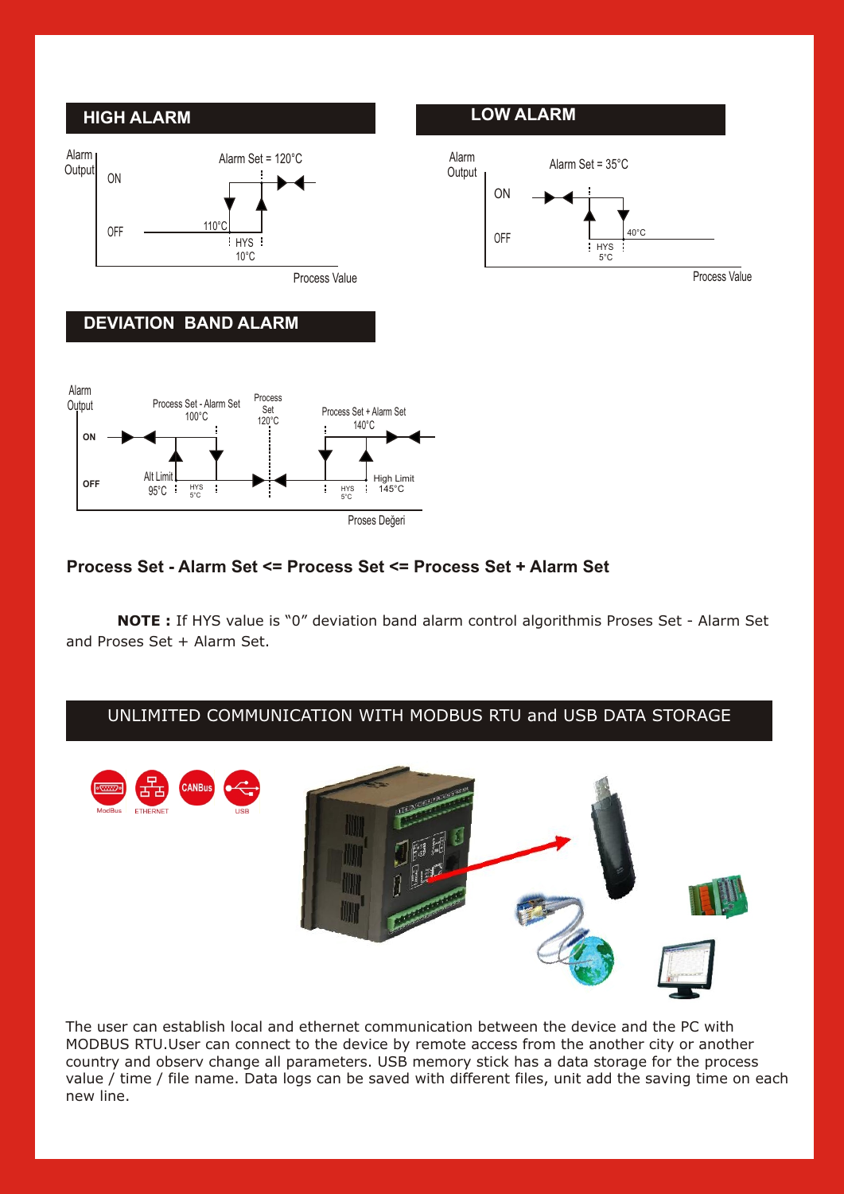## HIGH ALARM

Alarm Output: ON / OFF

Alarm Set = 120°C

110°C

HYS 10°C

Process Value

## LOW ALARM

Alarm Output: ON / OFF

Alarm Set = 35°C

40°C

HYS 5°C

Process Value

## DEVIATION BAND ALARM

Alarm Output: ON / OFF

Process Set - Alarm Set 100°C

Process Set 120°C

Process Set + Alarm Set 140°C

Alt Limit 95°C

HYS 5°C

HYS 5°C

High Limit 145°C

Proses Değeri

**Process Set - Alarm Set <= Process Set <= Process Set + Alarm Set**

**NOTE :** If HYS value is "0" deviation band alarm control algorithmis Proses Set - Alarm Set and Proses Set + Alarm Set.

## UNLIMITED COMMUNICATION WITH MODBUS RTU and USB DATA STORAGE

ModBus ETHERNET CANBus USB

The user can establish local and ethernet communication between the device and the PC with MODBUS RTU.User can connect to the device by remote access from the another city or another country and observ change all parameters. USB memory stick has a data storage for the process value / time / file name. Data logs can be saved with different files, unit add the saving time on each new line.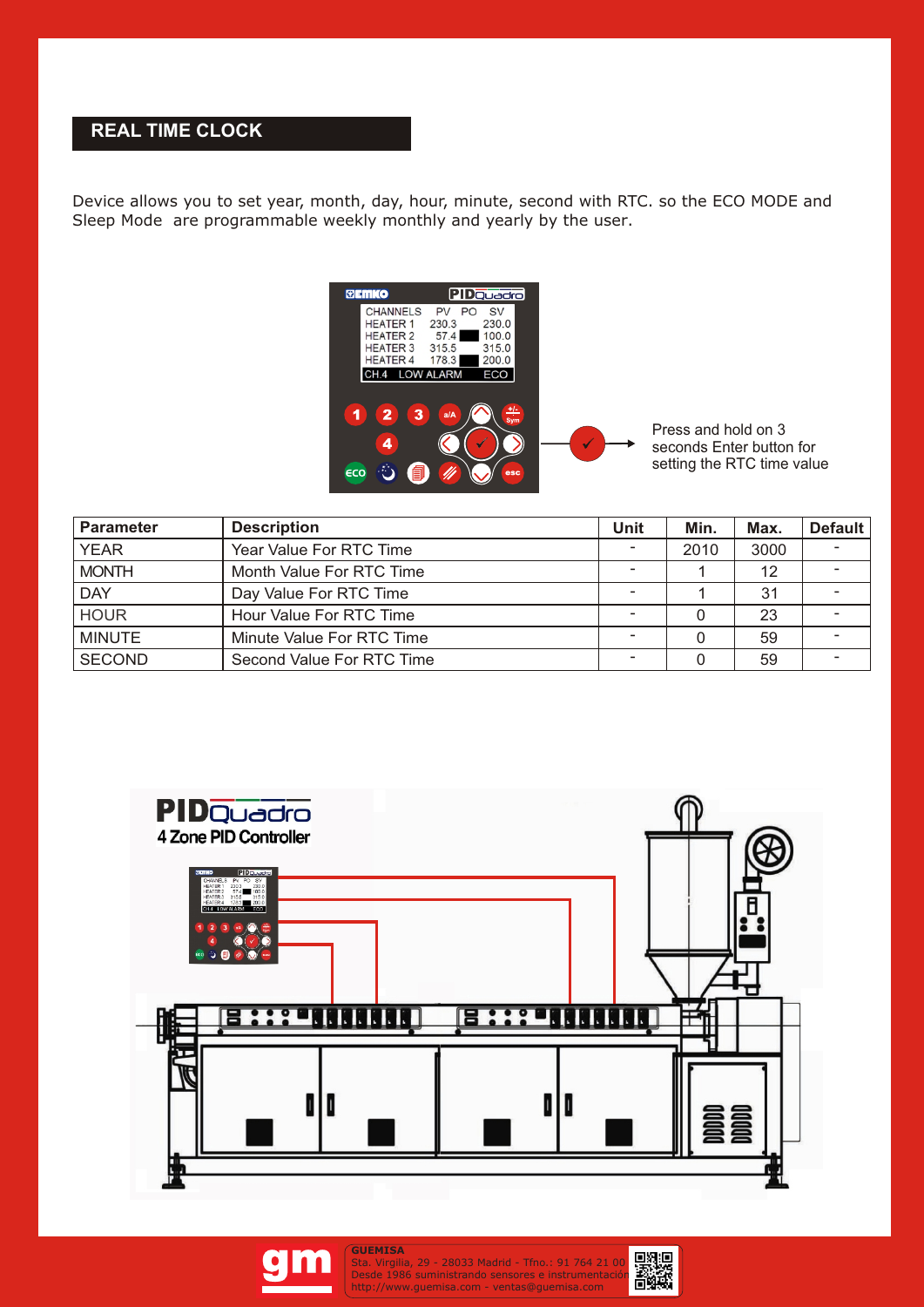## REAL TIME CLOCK

Device allows you to set year, month, day, hour, minute, second with RTC. so the ECO MODE and Sleep Mode are programmable weekly monthly and yearly by the user.

Press and hold on 3 seconds Enter button for setting the RTC time value

| Parameter | Description | Unit | Min. | Max. | Default |
|---|---|---|---|---|---|
| YEAR | Year Value For RTC Time | - | 2010 | 3000 | - |
| MONTH | Month Value For RTC Time | - | 1 | 12 | - |
| DAY | Day Value For RTC Time | - | 1 | 31 | - |
| HOUR | Hour Value For RTC Time | - | 0 | 23 | - |
| MINUTE | Minute Value For RTC Time | - | 0 | 59 | - |
| SECOND | Second Value For RTC Time | - | 0 | 59 | - |

PIDQuadro
4 Zone PID Controller